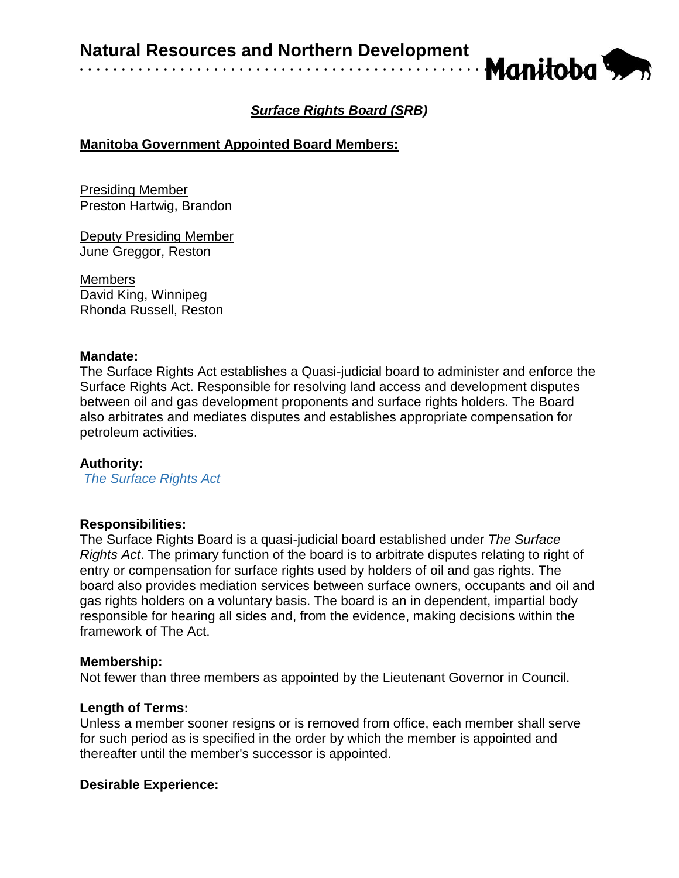# Natural Resources and Northern Development

## *Surface Rights Board (SRB)*

**Manitoba Government Appointed Board Members:**

Presiding Member
Preston Hartwig, Brandon

Deputy Presiding Member
June Greggor, Reston

Members
David King, Winnipeg
Rhonda Russell, Reston

**Mandate:**
The Surface Rights Act establishes a Quasi-judicial board to administer and enforce the Surface Rights Act. Responsible for resolving land access and development disputes between oil and gas development proponents and surface rights holders. The Board also arbitrates and mediates disputes and establishes appropriate compensation for petroleum activities.

**Authority:**
*The Surface Rights Act*

**Responsibilities:**
The Surface Rights Board is a quasi-judicial board established under *The Surface Rights Act*. The primary function of the board is to arbitrate disputes relating to right of entry or compensation for surface rights used by holders of oil and gas rights. The board also provides mediation services between surface owners, occupants and oil and gas rights holders on a voluntary basis. The board is an in dependent, impartial body responsible for hearing all sides and, from the evidence, making decisions within the framework of The Act.

**Membership:**
Not fewer than three members as appointed by the Lieutenant Governor in Council.

**Length of Terms:**
Unless a member sooner resigns or is removed from office, each member shall serve for such period as is specified in the order by which the member is appointed and thereafter until the member's successor is appointed.

**Desirable Experience:**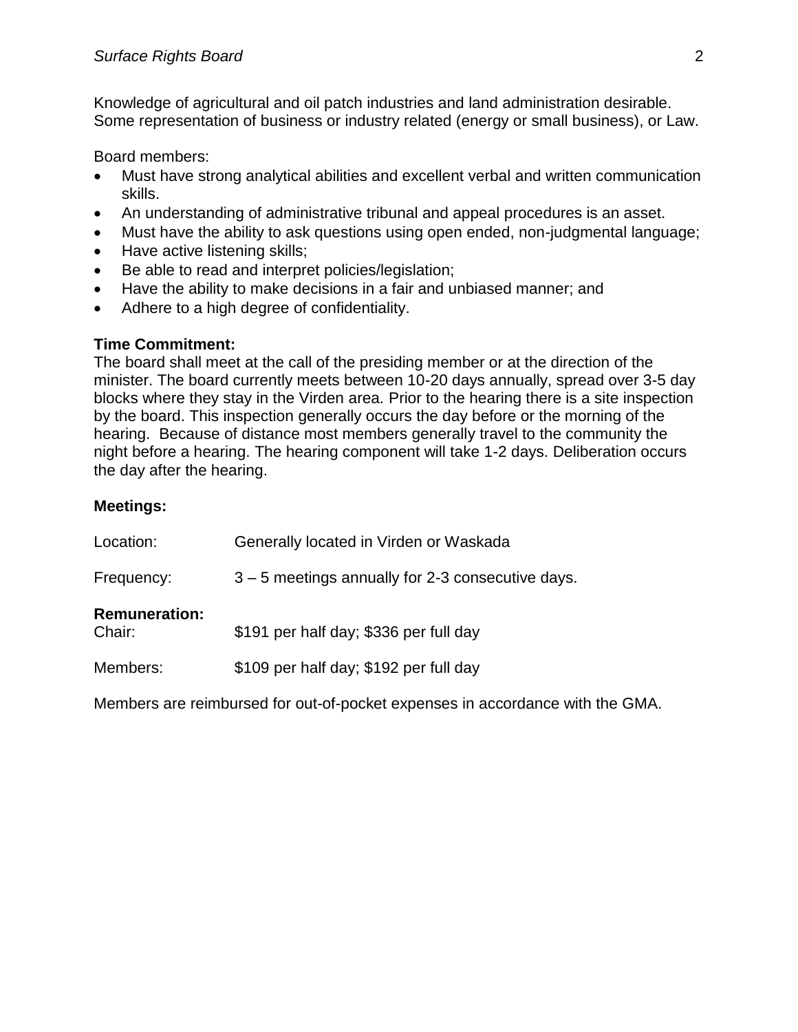Knowledge of agricultural and oil patch industries and land administration desirable. Some representation of business or industry related (energy or small business), or Law.

Board members:

- Must have strong analytical abilities and excellent verbal and written communication skills.
- An understanding of administrative tribunal and appeal procedures is an asset.
- Must have the ability to ask questions using open ended, non-judgmental language;
- Have active listening skills;
- Be able to read and interpret policies/legislation;
- Have the ability to make decisions in a fair and unbiased manner; and
- Adhere to a high degree of confidentiality.

**Time Commitment:**
The board shall meet at the call of the presiding member or at the direction of the minister. The board currently meets between 10-20 days annually, spread over 3-5 day blocks where they stay in the Virden area. Prior to the hearing there is a site inspection by the board. This inspection generally occurs the day before or the morning of the hearing. Because of distance most members generally travel to the community the night before a hearing. The hearing component will take 1-2 days. Deliberation occurs the day after the hearing.

**Meetings:**

Location: Generally located in Virden or Waskada

Frequency: 3 – 5 meetings annually for 2-3 consecutive days.

**Remuneration:**
Chair: $191 per half day; $336 per full day

Members: $109 per half day; $192 per full day

Members are reimbursed for out-of-pocket expenses in accordance with the GMA.